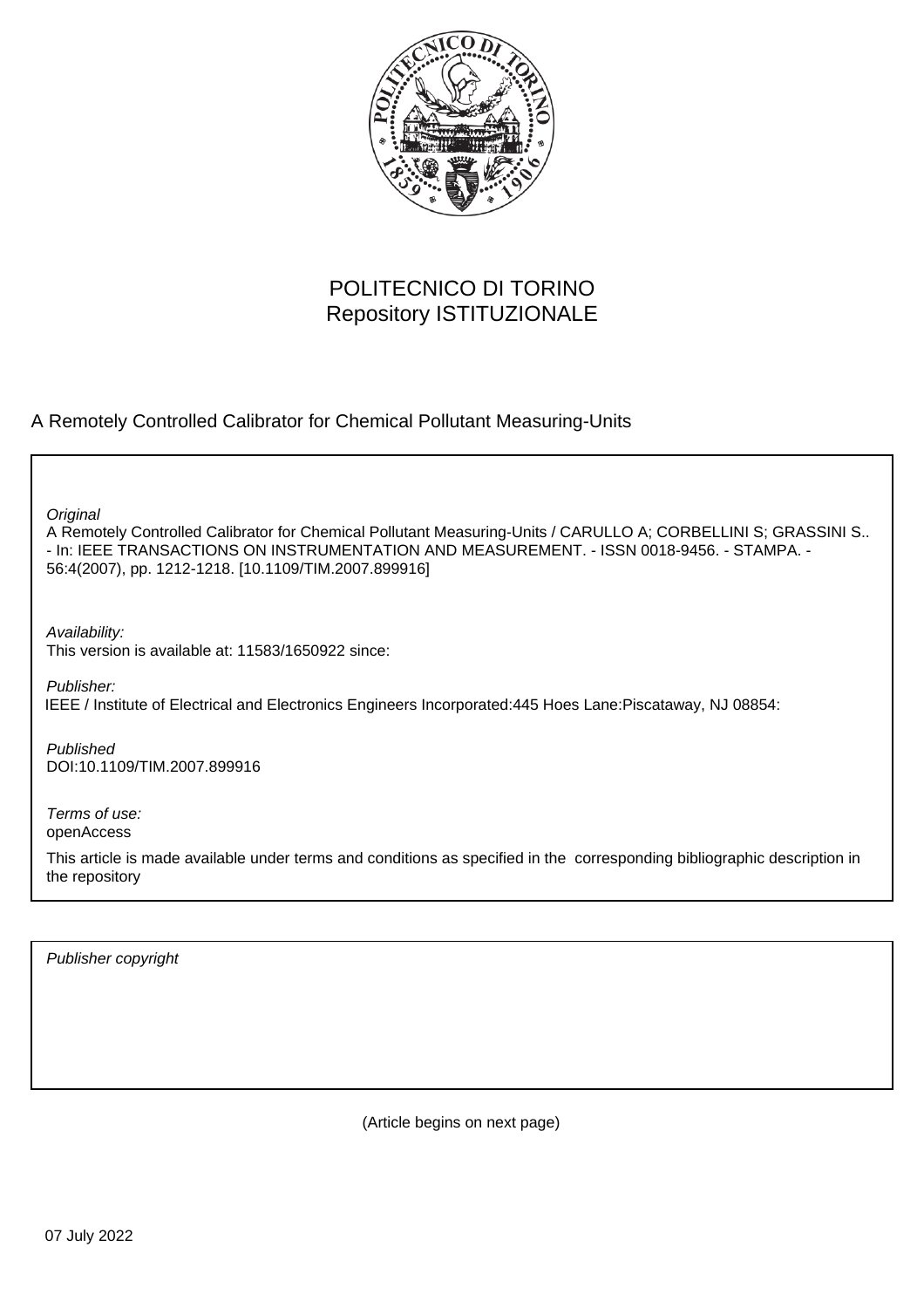POLITECNICO DI TORINO
Repository ISTITUZIONALE

A Remotely Controlled Calibrator for Chemical Pollutant Measuring-Units

*Original*
A Remotely Controlled Calibrator for Chemical Pollutant Measuring-Units / CARULLO A; CORBELLINI S; GRASSINI S.. - In: IEEE TRANSACTIONS ON INSTRUMENTATION AND MEASUREMENT. - ISSN 0018-9456. - STAMPA. - 56:4(2007), pp. 1212-1218. [10.1109/TIM.2007.899916]

*Availability:*
This version is available at: 11583/1650922 since:

*Publisher:*
IEEE / Institute of Electrical and Electronics Engineers Incorporated:445 Hoes Lane:Piscataway, NJ 08854:

*Published*
DOI:10.1109/TIM.2007.899916

*Terms of use:*
openAccess

This article is made available under terms and conditions as specified in the corresponding bibliographic description in the repository

*Publisher copyright*

(Article begins on next page)

07 July 2022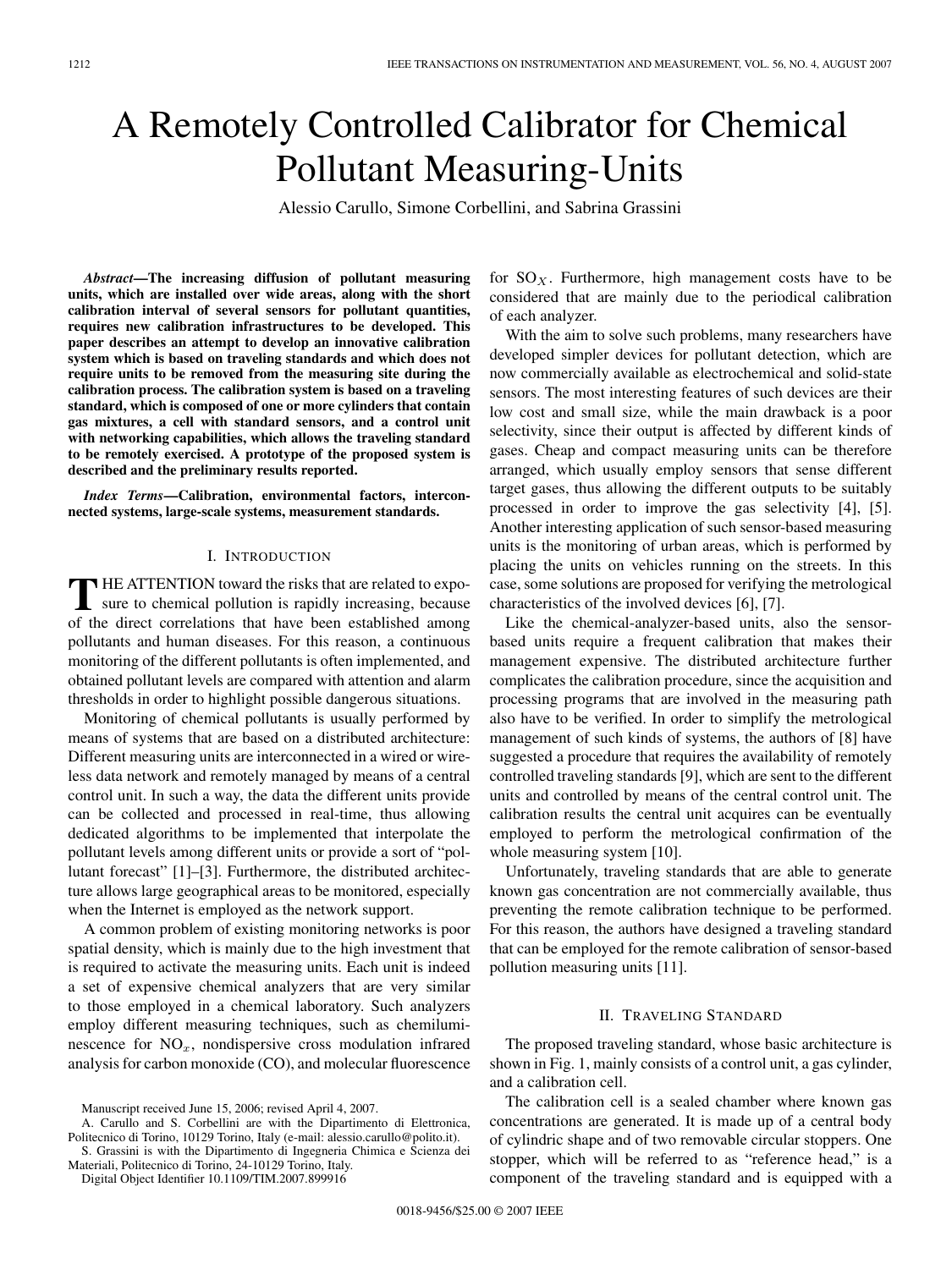# A Remotely Controlled Calibrator for Chemical Pollutant Measuring-Units

Alessio Carullo, Simone Corbellini, and Sabrina Grassini

***Abstract*—The increasing diffusion of pollutant measuring units, which are installed over wide areas, along with the short calibration interval of several sensors for pollutant quantities, requires new calibration infrastructures to be developed. This paper describes an attempt to develop an innovative calibration system which is based on traveling standards and which does not require units to be removed from the measuring site during the calibration process. The calibration system is based on a traveling standard, which is composed of one or more cylinders that contain gas mixtures, a cell with standard sensors, and a control unit with networking capabilities, which allows the traveling standard to be remotely exercised. A prototype of the proposed system is described and the preliminary results reported.**

***Index Terms*—Calibration, environmental factors, interconnected systems, large-scale systems, measurement standards.**

## I. Introduction

The attention toward the risks that are related to exposure to chemical pollution is rapidly increasing, because of the direct correlations that have been established among pollutants and human diseases. For this reason, a continuous monitoring of the different pollutants is often implemented, and obtained pollutant levels are compared with attention and alarm thresholds in order to highlight possible dangerous situations.

Monitoring of chemical pollutants is usually performed by means of systems that are based on a distributed architecture: Different measuring units are interconnected in a wired or wireless data network and remotely managed by means of a central control unit. In such a way, the data the different units provide can be collected and processed in real-time, thus allowing dedicated algorithms to be implemented that interpolate the pollutant levels among different units or provide a sort of "pollutant forecast" [1]–[3]. Furthermore, the distributed architecture allows large geographical areas to be monitored, especially when the Internet is employed as the network support.

A common problem of existing monitoring networks is poor spatial density, which is mainly due to the high investment that is required to activate the measuring units. Each unit is indeed a set of expensive chemical analyzers that are very similar to those employed in a chemical laboratory. Such analyzers employ different measuring techniques, such as chemiluminescence for $NO_x$, nondispersive cross modulation infrared analysis for carbon monoxide (CO), and molecular fluorescence for $SO_X$. Furthermore, high management costs have to be considered that are mainly due to the periodical calibration of each analyzer.

With the aim to solve such problems, many researchers have developed simpler devices for pollutant detection, which are now commercially available as electrochemical and solid-state sensors. The most interesting features of such devices are their low cost and small size, while the main drawback is a poor selectivity, since their output is affected by different kinds of gases. Cheap and compact measuring units can be therefore arranged, which usually employ sensors that sense different target gases, thus allowing the different outputs to be suitably processed in order to improve the gas selectivity [4], [5]. Another interesting application of such sensor-based measuring units is the monitoring of urban areas, which is performed by placing the units on vehicles running on the streets. In this case, some solutions are proposed for verifying the metrological characteristics of the involved devices [6], [7].

Like the chemical-analyzer-based units, also the sensor-based units require a frequent calibration that makes their management expensive. The distributed architecture further complicates the calibration procedure, since the acquisition and processing programs that are involved in the measuring path also have to be verified. In order to simplify the metrological management of such kinds of systems, the authors of [8] have suggested a procedure that requires the availability of remotely controlled traveling standards [9], which are sent to the different units and controlled by means of the central control unit. The calibration results the central unit acquires can be eventually employed to perform the metrological confirmation of the whole measuring system [10].

Unfortunately, traveling standards that are able to generate known gas concentration are not commercially available, thus preventing the remote calibration technique to be performed. For this reason, the authors have designed a traveling standard that can be employed for the remote calibration of sensor-based pollution measuring units [11].

## II. Traveling Standard

The proposed traveling standard, whose basic architecture is shown in Fig. 1, mainly consists of a control unit, a gas cylinder, and a calibration cell.

The calibration cell is a sealed chamber where known gas concentrations are generated. It is made up of a central body of cylindric shape and of two removable circular stoppers. One stopper, which will be referred to as "reference head," is a component of the traveling standard and is equipped with a

Manuscript received June 15, 2006; revised April 4, 2007.

A. Carullo and S. Corbellini are with the Dipartimento di Elettronica, Politecnico di Torino, 10129 Torino, Italy (e-mail: alessio.carullo@polito.it).

S. Grassini is with the Dipartimento di Ingegneria Chimica e Scienza dei Materiali, Politecnico di Torino, 24-10129 Torino, Italy.

Digital Object Identifier 10.1109/TIM.2007.899916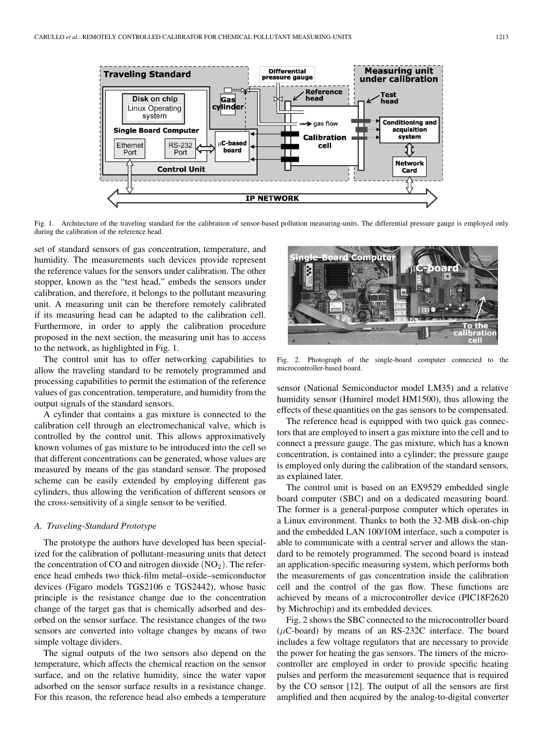Fig. 1. Architecture of the traveling standard for the calibration of sensor-based pollution measuring-units. The differential pressure gauge is employed only during the calibration of the reference head.

set of standard sensors of gas concentration, temperature, and humidity. The measurements such devices provide represent the reference values for the sensors under calibration. The other stopper, known as the "test head," embeds the sensors under calibration, and therefore, it belongs to the pollutant measuring unit. A measuring unit can be therefore remotely calibrated if its measuring head can be adapted to the calibration cell. Furthermore, in order to apply the calibration procedure proposed in the next section, the measuring unit has to access to the network, as highlighted in Fig. 1.

The control unit has to offer networking capabilities to allow the traveling standard to be remotely programmed and processing capabilities to permit the estimation of the reference values of gas concentration, temperature, and humidity from the output signals of the standard sensors.

A cylinder that contains a gas mixture is connected to the calibration cell through an electromechanical valve, which is controlled by the control unit. This allows approximatively known volumes of gas mixture to be introduced into the cell so that different concentrations can be generated, whose values are measured by means of the gas standard sensor. The proposed scheme can be easily extended by employing different gas cylinders, thus allowing the verification of different sensors or the cross-sensitivity of a single sensor to be verified.

### *A. Traveling-Standard Prototype*

The prototype the authors have developed has been specialized for the calibration of pollutant-measuring units that detect the concentration of CO and nitrogen dioxide ($NO_2$). The reference head embeds two thick-film metal–oxide–semiconductor devices (Figaro models TGS2106 e TGS2442), whose basic principle is the resistance change due to the concentration change of the target gas that is chemically adsorbed and desorbed on the sensor surface. The resistance changes of the two sensors are converted into voltage changes by means of two simple voltage dividers.

The signal outputs of the two sensors also depend on the temperature, which affects the chemical reaction on the sensor surface, and on the relative humidity, since the water vapor adsorbed on the sensor surface results in a resistance change. For this reason, the reference head also embeds a temperature sensor (National Semiconductor model LM35) and a relative humidity sensor (Humirel model HM1500), thus allowing the effects of these quantities on the gas sensors to be compensated.

Fig. 2. Photograph of the single-board computer connected to the microcontroller-based board.

The reference head is equipped with two quick gas connectors that are employed to insert a gas mixture into the cell and to connect a pressure gauge. The gas mixture, which has a known concentration, is contained into a cylinder; the pressure gauge is employed only during the calibration of the standard sensors, as explained later.

The control unit is based on an EX9529 embedded single board computer (SBC) and on a dedicated measuring board. The former is a general-purpose computer which operates in a Linux environment. Thanks to both the 32-MB disk-on-chip and the embedded LAN 100/10M interface, such a computer is able to communicate with a central server and allows the standard to be remotely programmed. The second board is instead an application-specific measuring system, which performs both the measurements of gas concentration inside the calibration cell and the control of the gas flow. These functions are achieved by means of a microcontroller device (PIC18F2620 by Michrochip) and its embedded devices.

Fig. 2 shows the SBC connected to the microcontroller board ($\mu$C-board) by means of an RS-232C interface. The board includes a few voltage regulators that are necessary to provide the power for heating the gas sensors. The timers of the microcontroller are employed in order to provide specific heating pulses and perform the measurement sequence that is required by the CO sensor [12]. The output of all the sensors are first amplified and then acquired by the analog-to-digital converter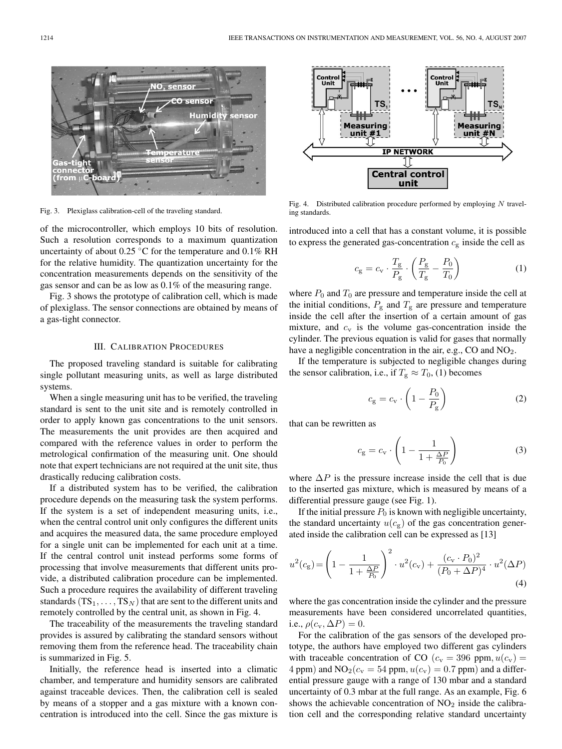Fig. 3. Plexiglass calibration-cell of the traveling standard.

of the microcontroller, which employs 10 bits of resolution. Such a resolution corresponds to a maximum quantization uncertainty of about 0.25 °C for the temperature and 0.1% RH for the relative humidity. The quantization uncertainty for the concentration measurements depends on the sensitivity of the gas sensor and can be as low as 0.1% of the measuring range.

Fig. 3 shows the prototype of calibration cell, which is made of plexiglass. The sensor connections are obtained by means of a gas-tight connector.

## III. Calibration Procedures

The proposed traveling standard is suitable for calibrating single pollutant measuring units, as well as large distributed systems.

When a single measuring unit has to be verified, the traveling standard is sent to the unit site and is remotely controlled in order to apply known gas concentrations to the unit sensors. The measurements the unit provides are then acquired and compared with the reference values in order to perform the metrological confirmation of the measuring unit. One should note that expert technicians are not required at the unit site, thus drastically reducing calibration costs.

If a distributed system has to be verified, the calibration procedure depends on the measuring task the system performs. If the system is a set of independent measuring units, i.e., when the central control unit only configures the different units and acquires the measured data, the same procedure employed for a single unit can be implemented for each unit at a time. If the central control unit instead performs some forms of processing that involve measurements that different units provide, a distributed calibration procedure can be implemented. Such a procedure requires the availability of different traveling standards $(\mathrm{TS}_1, \ldots, \mathrm{TS}_N)$ that are sent to the different units and remotely controlled by the central unit, as shown in Fig. 4.

The traceability of the measurements the traveling standard provides is assured by calibrating the standard sensors without removing them from the reference head. The traceability chain is summarized in Fig. 5.

Initially, the reference head is inserted into a climatic chamber, and temperature and humidity sensors are calibrated against traceable devices. Then, the calibration cell is sealed by means of a stopper and a gas mixture with a known concentration is introduced into the cell. Since the gas mixture is

Fig. 4. Distributed calibration procedure performed by employing $N$ traveling standards.

introduced into a cell that has a constant volume, it is possible to express the generated gas-concentration $c_\mathrm{g}$ inside the cell as

$$c_\mathrm{g} = c_\mathrm{v} \cdot \frac{T_\mathrm{g}}{P_\mathrm{g}} \cdot \left( \frac{P_\mathrm{g}}{T_\mathrm{g}} - \frac{P_0}{T_0} \right) \tag{1}$$

where $P_0$ and $T_0$ are pressure and temperature inside the cell at the initial conditions, $P_\mathrm{g}$ and $T_\mathrm{g}$ are pressure and temperature inside the cell after the insertion of a certain amount of gas mixture, and $c_\mathrm{v}$ is the volume gas-concentration inside the cylinder. The previous equation is valid for gases that normally have a negligible concentration in the air, e.g., CO and $NO_2$.

If the temperature is subjected to negligible changes during the sensor calibration, i.e., if $T_\mathrm{g} \approx T_0$, (1) becomes

$$c_\mathrm{g} = c_\mathrm{v} \cdot \left( 1 - \frac{P_0}{P_\mathrm{g}} \right) \tag{2}$$

that can be rewritten as

$$c_\mathrm{g} = c_\mathrm{v} \cdot \left( 1 - \frac{1}{1 + \frac{\Delta P}{P_0}} \right) \tag{3}$$

where $\Delta P$ is the pressure increase inside the cell that is due to the inserted gas mixture, which is measured by means of a differential pressure gauge (see Fig. 1).

If the initial pressure $P_0$ is known with negligible uncertainty, the standard uncertainty $u(c_\mathrm{g})$ of the gas concentration generated inside the calibration cell can be expressed as [13]

$$u^2(c_\mathrm{g}) = \left( 1 - \frac{1}{1 + \frac{\Delta P}{P_0}} \right)^2 \cdot u^2(c_\mathrm{v}) + \frac{(c_\mathrm{v} \cdot P_0)^2}{(P_0 + \Delta P)^4} \cdot u^2(\Delta P) \tag{4}$$

where the gas concentration inside the cylinder and the pressure measurements have been considered uncorrelated quantities, i.e., $\rho(c_\mathrm{v}, \Delta P) = 0$.

For the calibration of the gas sensors of the developed prototype, the authors have employed two different gas cylinders with traceable concentration of CO ($c_\mathrm{v} = 396$ ppm, $u(c_\mathrm{v}) = 4$ ppm) and $NO_2$($c_\mathrm{v} = 54$ ppm, $u(c_\mathrm{v}) = 0.7$ ppm) and a differential pressure gauge with a range of 130 mbar and a standard uncertainty of 0.3 mbar at the full range. As an example, Fig. 6 shows the achievable concentration of $NO_2$ inside the calibration cell and the corresponding relative standard uncertainty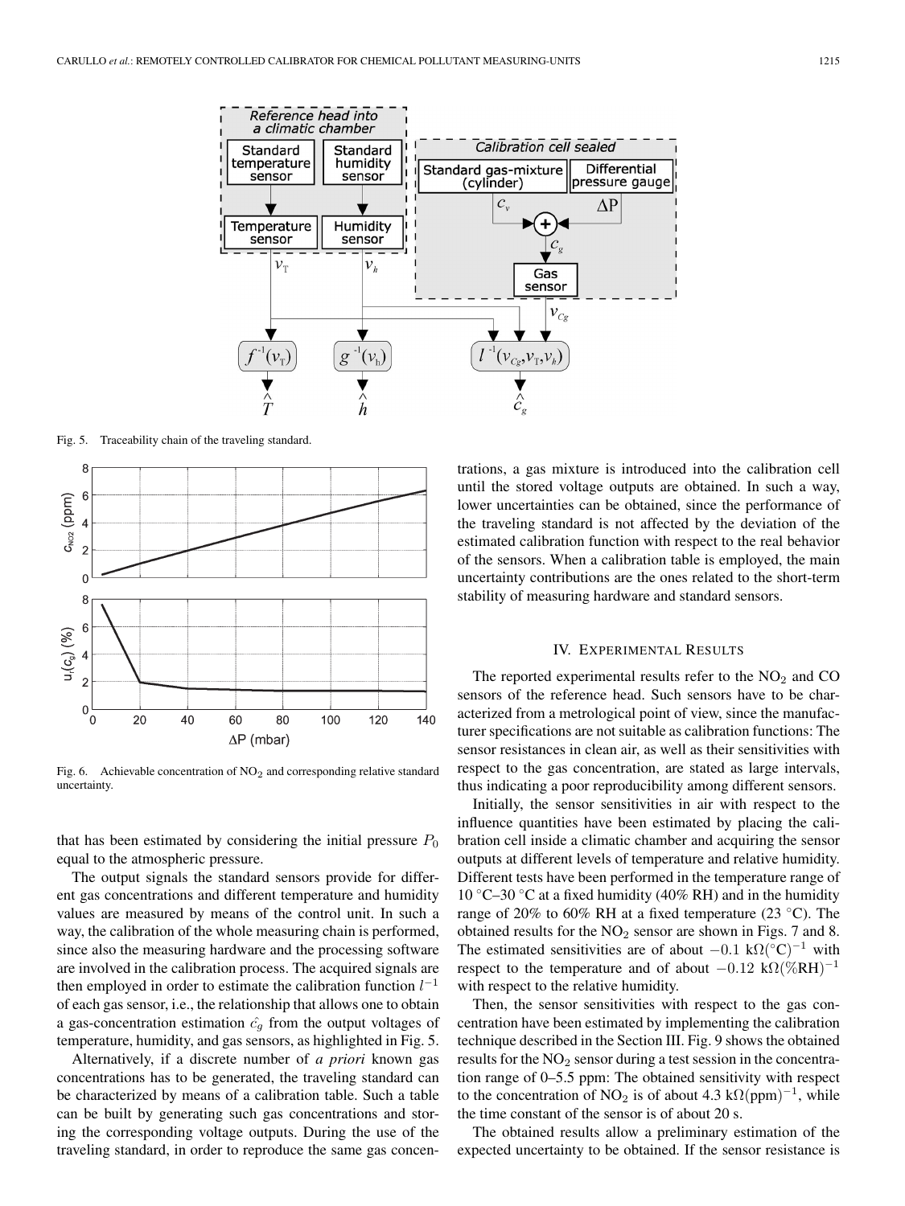Fig. 5. Traceability chain of the traveling standard.

Fig. 6. Achievable concentration of $NO_2$ and corresponding relative standard uncertainty.

that has been estimated by considering the initial pressure $P_0$ equal to the atmospheric pressure.

The output signals the standard sensors provide for different gas concentrations and different temperature and humidity values are measured by means of the control unit. In such a way, the calibration of the whole measuring chain is performed, since also the measuring hardware and the processing software are involved in the calibration process. The acquired signals are then employed in order to estimate the calibration function $l^{-1}$ of each gas sensor, i.e., the relationship that allows one to obtain a gas-concentration estimation $\hat{c_g}$ from the output voltages of temperature, humidity, and gas sensors, as highlighted in Fig. 5.

Alternatively, if a discrete number of *a priori* known gas concentrations has to be generated, the traveling standard can be characterized by means of a calibration table. Such a table can be built by generating such gas concentrations and storing the corresponding voltage outputs. During the use of the traveling standard, in order to reproduce the same gas concentrations, a gas mixture is introduced into the calibration cell until the stored voltage outputs are obtained. In such a way, lower uncertainties can be obtained, since the performance of the traveling standard is not affected by the deviation of the estimated calibration function with respect to the real behavior of the sensors. When a calibration table is employed, the main uncertainty contributions are the ones related to the short-term stability of measuring hardware and standard sensors.

## IV. Experimental Results

The reported experimental results refer to the $NO_2$ and CO sensors of the reference head. Such sensors have to be characterized from a metrological point of view, since the manufacturer specifications are not suitable as calibration functions: The sensor resistances in clean air, as well as their sensitivities with respect to the gas concentration, are stated as large intervals, thus indicating a poor reproducibility among different sensors.

Initially, the sensor sensitivities in air with respect to the influence quantities have been estimated by placing the calibration cell inside a climatic chamber and acquiring the sensor outputs at different levels of temperature and relative humidity. Different tests have been performed in the temperature range of 10 °C–30 °C at a fixed humidity (40% RH) and in the humidity range of 20% to 60% RH at a fixed temperature (23 °C). The obtained results for the $NO_2$ sensor are shown in Figs. 7 and 8. The estimated sensitivities are of about $-0.1\ \text{k}\Omega(^{\circ}\text{C})^{-1}$ with respect to the temperature and of about $-0.12\ \text{k}\Omega(\%\text{RH})^{-1}$ with respect to the relative humidity.

Then, the sensor sensitivities with respect to the gas concentration have been estimated by implementing the calibration technique described in the Section III. Fig. 9 shows the obtained results for the $NO_2$ sensor during a test session in the concentration range of 0–5.5 ppm: The obtained sensitivity with respect to the concentration of $NO_2$ is of about $4.3\ \text{k}\Omega(\text{ppm})^{-1}$, while the time constant of the sensor is of about 20 s.

The obtained results allow a preliminary estimation of the expected uncertainty to be obtained. If the sensor resistance is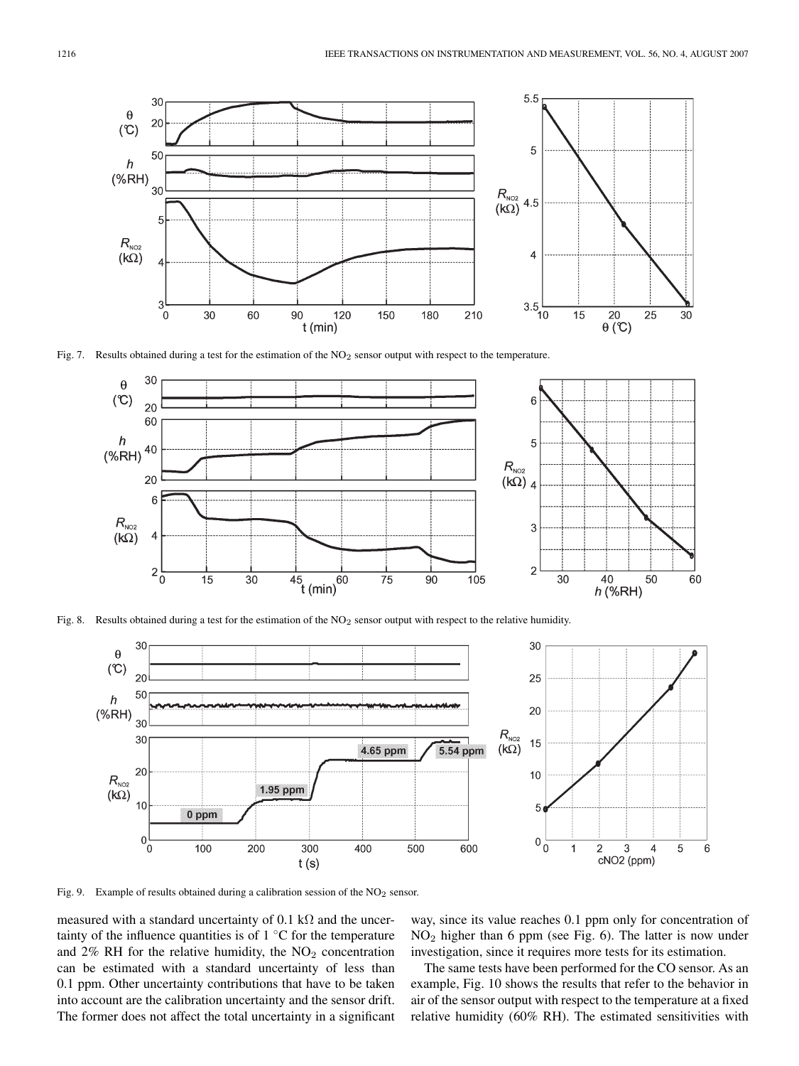Fig. 7. Results obtained during a test for the estimation of the $NO_2$ sensor output with respect to the temperature.

Fig. 8. Results obtained during a test for the estimation of the $NO_2$ sensor output with respect to the relative humidity.

Fig. 9. Example of results obtained during a calibration session of the $NO_2$ sensor.

measured with a standard uncertainty of 0.1 kΩ and the uncertainty of the influence quantities is of 1 °C for the temperature and 2% RH for the relative humidity, the $NO_2$ concentration can be estimated with a standard uncertainty of less than 0.1 ppm. Other uncertainty contributions that have to be taken into account are the calibration uncertainty and the sensor drift. The former does not affect the total uncertainty in a significant way, since its value reaches 0.1 ppm only for concentration of $NO_2$ higher than 6 ppm (see Fig. 6). The latter is now under investigation, since it requires more tests for its estimation.

The same tests have been performed for the CO sensor. As an example, Fig. 10 shows the results that refer to the behavior in air of the sensor output with respect to the temperature at a fixed relative humidity (60% RH). The estimated sensitivities with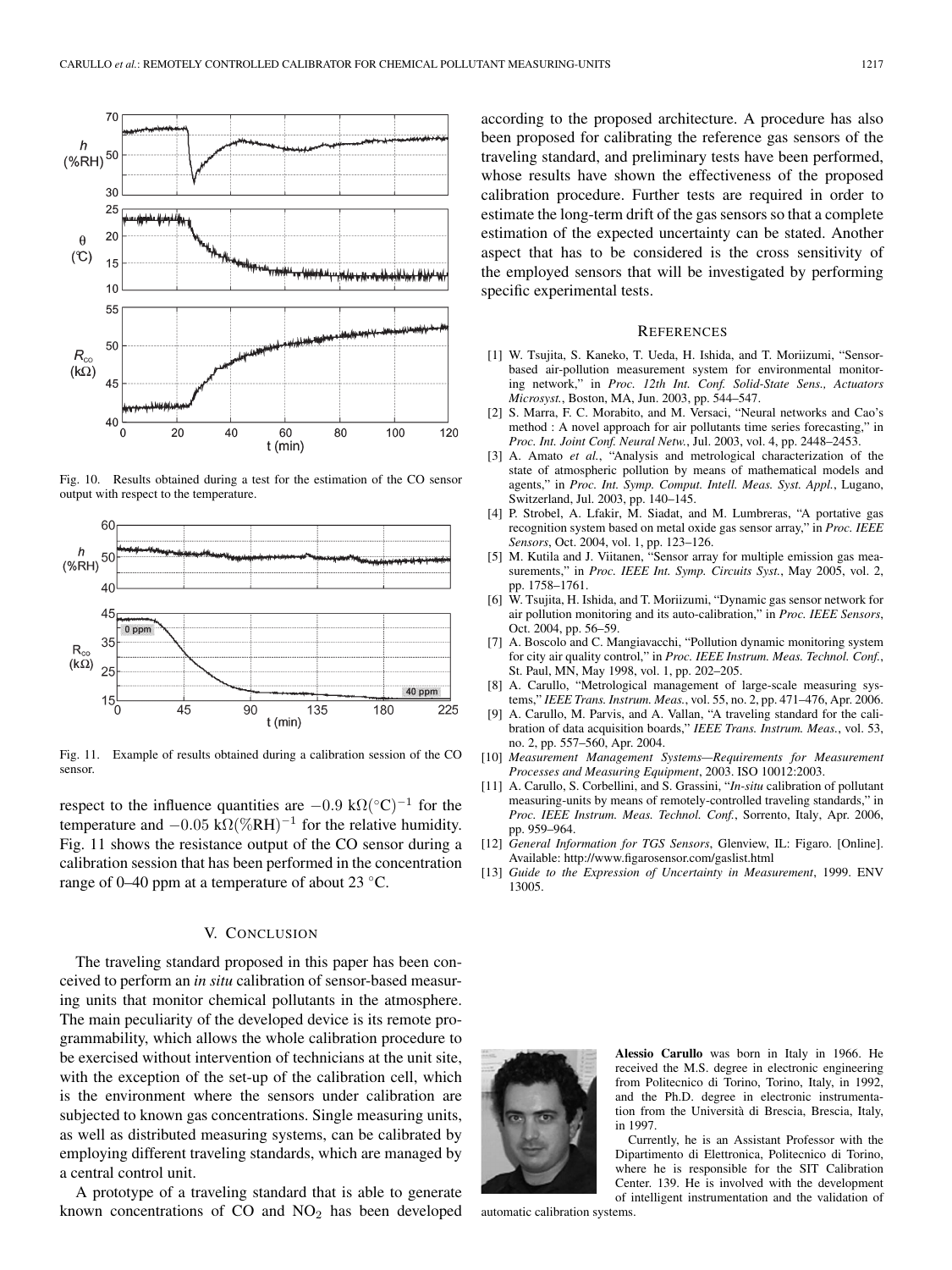Fig. 10. Results obtained during a test for the estimation of the CO sensor output with respect to the temperature.

Fig. 11. Example of results obtained during a calibration session of the CO sensor.

respect to the influence quantities are $-0.9\ \mathrm{k}\Omega(^\circ\mathrm{C})^{-1}$ for the temperature and $-0.05\ \mathrm{k}\Omega(\%\mathrm{RH})^{-1}$ for the relative humidity. Fig. 11 shows the resistance output of the CO sensor during a calibration session that has been performed in the concentration range of 0–40 ppm at a temperature of about 23 °C.

## V. Conclusion

The traveling standard proposed in this paper has been conceived to perform an *in situ* calibration of sensor-based measuring units that monitor chemical pollutants in the atmosphere. The main peculiarity of the developed device is its remote programmability, which allows the whole calibration procedure to be exercised without intervention of technicians at the unit site, with the exception of the set-up of the calibration cell, which is the environment where the sensors under calibration are subjected to known gas concentrations. Single measuring units, as well as distributed measuring systems, can be calibrated by employing different traveling standards, which are managed by a central control unit.

A prototype of a traveling standard that is able to generate known concentrations of CO and $NO_2$ has been developed according to the proposed architecture. A procedure has also been proposed for calibrating the reference gas sensors of the traveling standard, and preliminary tests have been performed, whose results have shown the effectiveness of the proposed calibration procedure. Further tests are required in order to estimate the long-term drift of the gas sensors so that a complete estimation of the expected uncertainty can be stated. Another aspect that has to be considered is the cross sensitivity of the employed sensors that will be investigated by performing specific experimental tests.

## References

[1] W. Tsujita, S. Kaneko, T. Ueda, H. Ishida, and T. Moriizumi, "Sensor-based air-pollution measurement system for environmental monitoring network," in *Proc. 12th Int. Conf. Solid-State Sens., Actuators Microsyst.*, Boston, MA, Jun. 2003, pp. 544–547.

[2] S. Marra, F. C. Morabito, and M. Versaci, "Neural networks and Cao's method : A novel approach for air pollutants time series forecasting," in *Proc. Int. Joint Conf. Neural Netw.*, Jul. 2003, vol. 4, pp. 2448–2453.

[3] A. Amato *et al.*, "Analysis and metrological characterization of the state of atmospheric pollution by means of mathematical models and agents," in *Proc. Int. Symp. Comput. Intell. Meas. Syst. Appl.*, Lugano, Switzerland, Jul. 2003, pp. 140–145.

[4] P. Strobel, A. Lfakir, M. Siadat, and M. Lumbreras, "A portative gas recognition system based on metal oxide gas sensor array," in *Proc. IEEE Sensors*, Oct. 2004, vol. 1, pp. 123–126.

[5] M. Kutila and J. Viitanen, "Sensor array for multiple emission gas measurements," in *Proc. IEEE Int. Symp. Circuits Syst.*, May 2005, vol. 2, pp. 1758–1761.

[6] W. Tsujita, H. Ishida, and T. Moriizumi, "Dynamic gas sensor network for air pollution monitoring and its auto-calibration," in *Proc. IEEE Sensors*, Oct. 2004, pp. 56–59.

[7] A. Boscolo and C. Mangiavacchi, "Pollution dynamic monitoring system for city air quality control," in *Proc. IEEE Instrum. Meas. Technol. Conf.*, St. Paul, MN, May 1998, vol. 1, pp. 202–205.

[8] A. Carullo, "Metrological management of large-scale measuring systems," *IEEE Trans. Instrum. Meas.*, vol. 55, no. 2, pp. 471–476, Apr. 2006.

[9] A. Carullo, M. Parvis, and A. Vallan, "A traveling standard for the calibration of data acquisition boards," *IEEE Trans. Instrum. Meas.*, vol. 53, no. 2, pp. 557–560, Apr. 2004.

[10] *Measurement Management Systems—Requirements for Measurement Processes and Measuring Equipment*, 2003. ISO 10012:2003.

[11] A. Carullo, S. Corbellini, and S. Grassini, "*In-situ* calibration of pollutant measuring-units by means of remotely-controlled traveling standards," in *Proc. IEEE Instrum. Meas. Technol. Conf.*, Sorrento, Italy, Apr. 2006, pp. 959–964.

[12] *General Information for TGS Sensors*, Glenview, IL: Figaro. [Online]. Available: http://www.figarosensor.com/gaslist.html

[13] *Guide to the Expression of Uncertainty in Measurement*, 1999. ENV 13005.

**Alessio Carullo** was born in Italy in 1966. He received the M.S. degree in electronic engineering from Politecnico di Torino, Torino, Italy, in 1992, and the Ph.D. degree in electronic instrumentation from the Università di Brescia, Brescia, Italy, in 1997.

Currently, he is an Assistant Professor with the Dipartimento di Elettronica, Politecnico di Torino, where he is responsible for the SIT Calibration Center. 139. He is involved with the development of intelligent instrumentation and the validation of automatic calibration systems.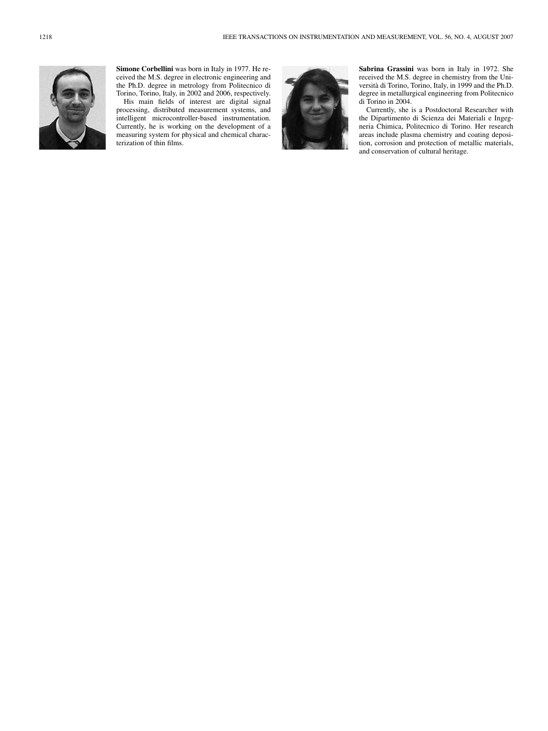**Simone Corbellini** was born in Italy in 1977. He received the M.S. degree in electronic engineering and the Ph.D. degree in metrology from Politecnico di Torino, Torino, Italy, in 2002 and 2006, respectively.

His main fields of interest are digital signal processing, distributed measurement systems, and intelligent microcontroller-based instrumentation. Currently, he is working on the development of a measuring system for physical and chemical characterization of thin films.

**Sabrina Grassini** was born in Italy in 1972. She received the M.S. degree in chemistry from the Università di Torino, Torino, Italy, in 1999 and the Ph.D. degree in metallurgical engineering from Politecnico di Torino in 2004.

Currently, she is a Postdoctoral Researcher with the Dipartimento di Scienza dei Materiali e Ingegneria Chimica, Politecnico di Torino. Her research areas include plasma chemistry and coating deposition, corrosion and protection of metallic materials, and conservation of cultural heritage.